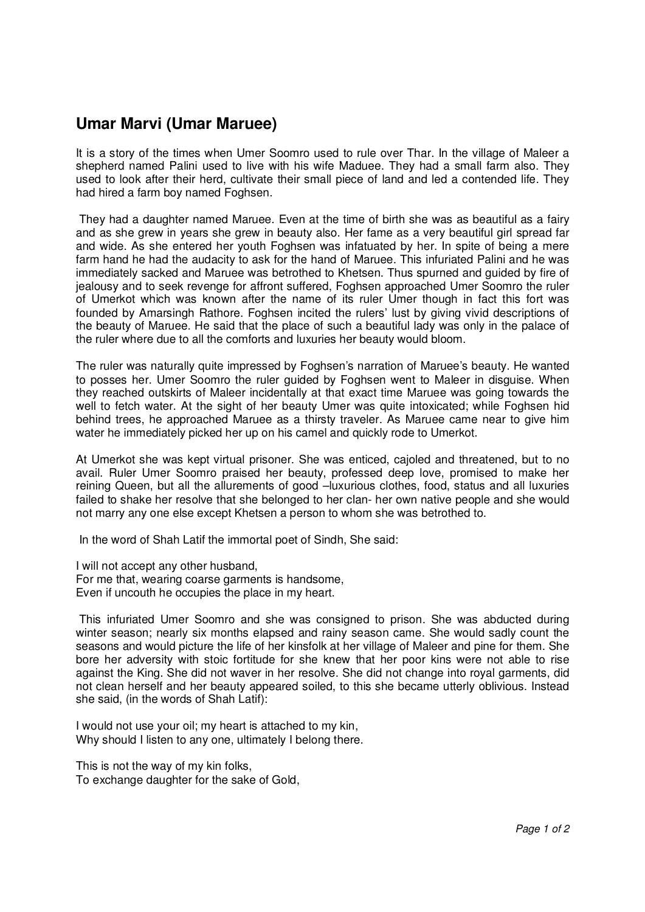## Umar Marvi (Umar Maruee)

It is a story of the times when Umer Soomro used to rule over Thar. In the village of Maleer a shepherd named Palini used to live with his wife Maduee. They had a small farm also. They used to look after their herd, cultivate their small piece of land and led a contended life. They had hired a farm boy named Foghsen.

They had a daughter named Maruee. Even at the time of birth she was as beautiful as a fairy and as she grew in years she grew in beauty also. Her fame as a very beautiful girl spread far and wide. As she entered her youth Foghsen was infatuated by her. In spite of being a mere farm hand he had the audacity to ask for the hand of Maruee. This infuriated Palini and he was immediately sacked and Maruee was betrothed to Khetsen. Thus spurned and guided by fire of jealousy and to seek revenge for affront suffered, Foghsen approached Umer Soomro the ruler of Umerkot which was known after the name of its ruler Umer though in fact this fort was founded by Amarsingh Rathore. Foghsen incited the rulers' lust by giving vivid descriptions of the beauty of Maruee. He said that the place of such a beautiful lady was only in the palace of the ruler where due to all the comforts and luxuries her beauty would bloom.

The ruler was naturally quite impressed by Foghsen's narration of Maruee's beauty. He wanted to posses her. Umer Soomro the ruler guided by Foghsen went to Maleer in disguise. When they reached outskirts of Maleer incidentally at that exact time Maruee was going towards the well to fetch water. At the sight of her beauty Umer was quite intoxicated; while Foghsen hid behind trees, he approached Maruee as a thirsty traveler. As Maruee came near to give him water he immediately picked her up on his camel and quickly rode to Umerkot.

At Umerkot she was kept virtual prisoner. She was enticed, cajoled and threatened, but to no avail. Ruler Umer Soomro praised her beauty, professed deep love, promised to make her reining Queen, but all the allurements of good –luxurious clothes, food, status and all luxuries failed to shake her resolve that she belonged to her clan- her own native people and she would not marry any one else except Khetsen a person to whom she was betrothed to.

In the word of Shah Latif the immortal poet of Sindh, She said:

I will not accept any other husband,  
For me that, wearing coarse garments is handsome,  
Even if uncouth he occupies the place in my heart.

This infuriated Umer Soomro and she was consigned to prison. She was abducted during winter season; nearly six months elapsed and rainy season came. She would sadly count the seasons and would picture the life of her kinsfolk at her village of Maleer and pine for them. She bore her adversity with stoic fortitude for she knew that her poor kins were not able to rise against the King. She did not waver in her resolve. She did not change into royal garments, did not clean herself and her beauty appeared soiled, to this she became utterly oblivious. Instead she said, (in the words of Shah Latif):

I would not use your oil; my heart is attached to my kin,  
Why should I listen to any one, ultimately I belong there.

This is not the way of my kin folks,  
To exchange daughter for the sake of Gold,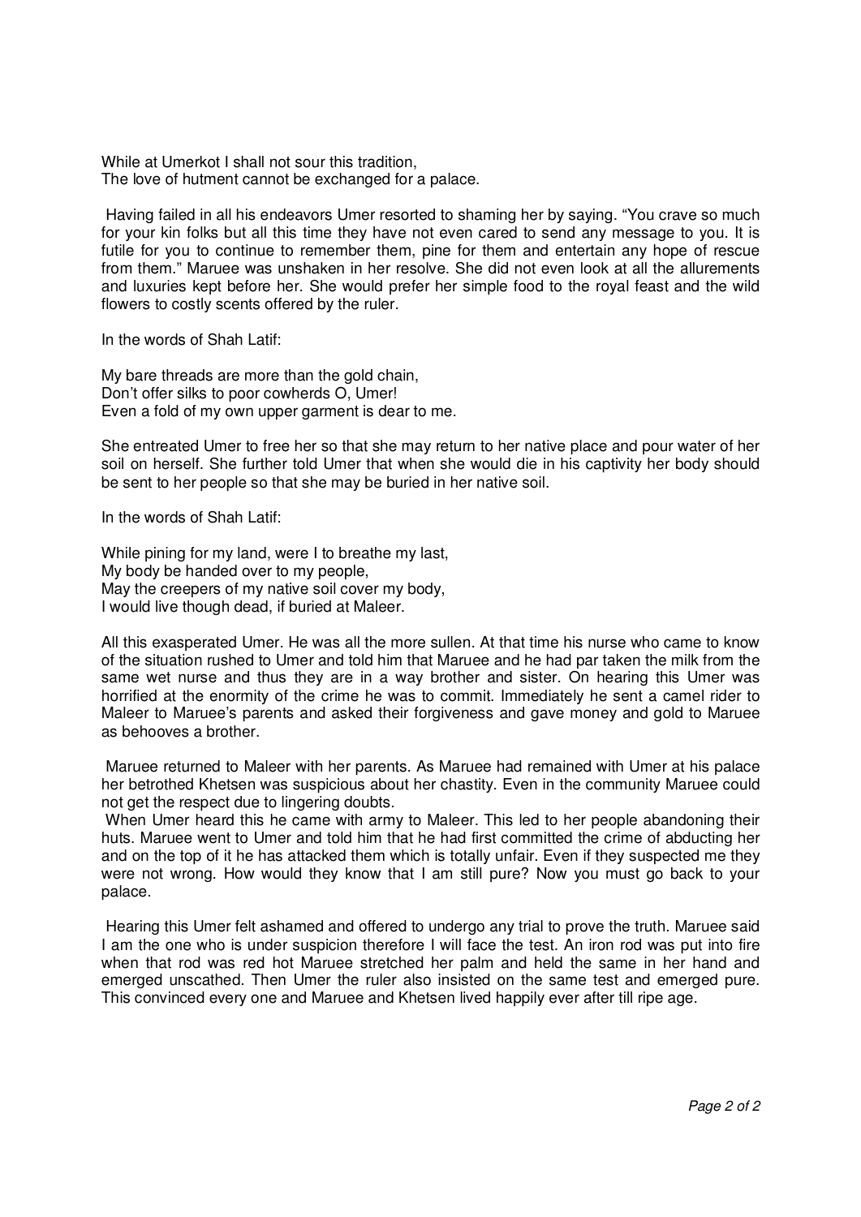While at Umerkot I shall not sour this tradition,  
The love of hutment cannot be exchanged for a palace.

Having failed in all his endeavors Umer resorted to shaming her by saying. “You crave so much for your kin folks but all this time they have not even cared to send any message to you. It is futile for you to continue to remember them, pine for them and entertain any hope of rescue from them.” Maruee was unshaken in her resolve. She did not even look at all the allurements and luxuries kept before her. She would prefer her simple food to the royal feast and the wild flowers to costly scents offered by the ruler.

In the words of Shah Latif:

My bare threads are more than the gold chain,  
Don’t offer silks to poor cowherds O, Umer!  
Even a fold of my own upper garment is dear to me.

She entreated Umer to free her so that she may return to her native place and pour water of her soil on herself. She further told Umer that when she would die in his captivity her body should be sent to her people so that she may be buried in her native soil.

In the words of Shah Latif:

While pining for my land, were I to breathe my last,  
My body be handed over to my people,  
May the creepers of my native soil cover my body,  
I would live though dead, if buried at Maleer.

All this exasperated Umer. He was all the more sullen. At that time his nurse who came to know of the situation rushed to Umer and told him that Maruee and he had par taken the milk from the same wet nurse and thus they are in a way brother and sister. On hearing this Umer was horrified at the enormity of the crime he was to commit. Immediately he sent a camel rider to Maleer to Maruee’s parents and asked their forgiveness and gave money and gold to Maruee as behooves a brother.

Maruee returned to Maleer with her parents. As Maruee had remained with Umer at his palace her betrothed Khetsen was suspicious about her chastity. Even in the community Maruee could not get the respect due to lingering doubts.  
When Umer heard this he came with army to Maleer. This led to her people abandoning their huts. Maruee went to Umer and told him that he had first committed the crime of abducting her and on the top of it he has attacked them which is totally unfair. Even if they suspected me they were not wrong. How would they know that I am still pure? Now you must go back to your palace.

Hearing this Umer felt ashamed and offered to undergo any trial to prove the truth. Maruee said I am the one who is under suspicion therefore I will face the test. An iron rod was put into fire when that rod was red hot Maruee stretched her palm and held the same in her hand and emerged unscathed. Then Umer the ruler also insisted on the same test and emerged pure. This convinced every one and Maruee and Khetsen lived happily ever after till ripe age.